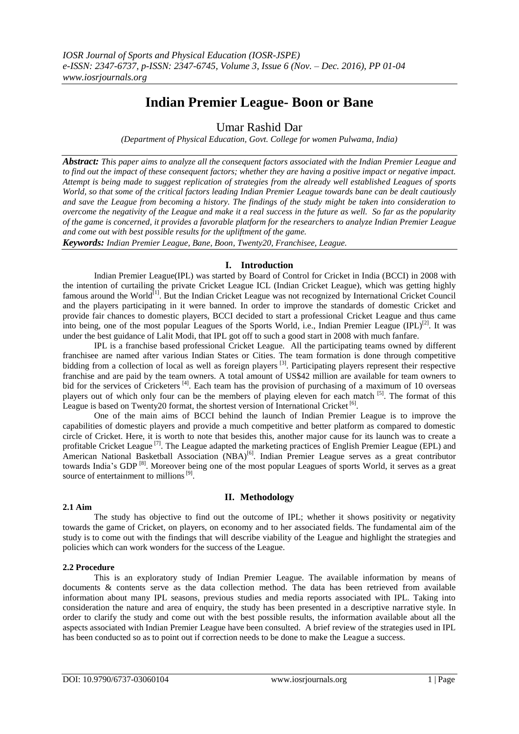# Indian Premier League- Boon or Bane

Umar Rashid Dar

*(Department of Physical Education, Govt. College for women Pulwama, India)*

***Abstract:*** *This paper aims to analyze all the consequent factors associated with the Indian Premier League and to find out the impact of these consequent factors; whether they are having a positive impact or negative impact. Attempt is being made to suggest replication of strategies from the already well established Leagues of sports World, so that some of the critical factors leading Indian Premier League towards bane can be dealt cautiously and save the League from becoming a history. The findings of the study might be taken into consideration to overcome the negativity of the League and make it a real success in the future as well. So far as the popularity of the game is concerned, it provides a favorable platform for the researchers to analyze Indian Premier League and come out with best possible results for the upliftment of the game.*

***Keywords:*** *Indian Premier League, Bane, Boon, Twenty20, Franchisee, League.*

## I. Introduction

Indian Premier League(IPL) was started by Board of Control for Cricket in India (BCCI) in 2008 with the intention of curtailing the private Cricket League ICL (Indian Cricket League), which was getting highly famous around the World[1]. But the Indian Cricket League was not recognized by International Cricket Council and the players participating in it were banned. In order to improve the standards of domestic Cricket and provide fair chances to domestic players, BCCI decided to start a professional Cricket League and thus came into being, one of the most popular Leagues of the Sports World, i.e., Indian Premier League (IPL)[2]. It was under the best guidance of Lalit Modi, that IPL got off to such a good start in 2008 with much fanfare.

IPL is a franchise based professional Cricket League. All the participating teams owned by different franchisee are named after various Indian States or Cities. The team formation is done through competitive bidding from a collection of local as well as foreign players [3]. Participating players represent their respective franchise and are paid by the team owners. A total amount of US$42 million are available for team owners to bid for the services of Cricketers [4]. Each team has the provision of purchasing of a maximum of 10 overseas players out of which only four can be the members of playing eleven for each match [5]. The format of this League is based on Twenty20 format, the shortest version of International Cricket [6].

One of the main aims of BCCI behind the launch of Indian Premier League is to improve the capabilities of domestic players and provide a much competitive and better platform as compared to domestic circle of Cricket. Here, it is worth to note that besides this, another major cause for its launch was to create a profitable Cricket League [7]. The League adapted the marketing practices of English Premier League (EPL) and American National Basketball Association (NBA)[6]. Indian Premier League serves as a great contributor towards India's GDP [8]. Moreover being one of the most popular Leagues of sports World, it serves as a great source of entertainment to millions [9].

## II. Methodology

### 2.1 Aim

The study has objective to find out the outcome of IPL; whether it shows positivity or negativity towards the game of Cricket, on players, on economy and to her associated fields. The fundamental aim of the study is to come out with the findings that will describe viability of the League and highlight the strategies and policies which can work wonders for the success of the League.

### 2.2 Procedure

This is an exploratory study of Indian Premier League. The available information by means of documents & contents serve as the data collection method. The data has been retrieved from available information about many IPL seasons, previous studies and media reports associated with IPL. Taking into consideration the nature and area of enquiry, the study has been presented in a descriptive narrative style. In order to clarify the study and come out with the best possible results, the information available about all the aspects associated with Indian Premier League have been consulted. A brief review of the strategies used in IPL has been conducted so as to point out if correction needs to be done to make the League a success.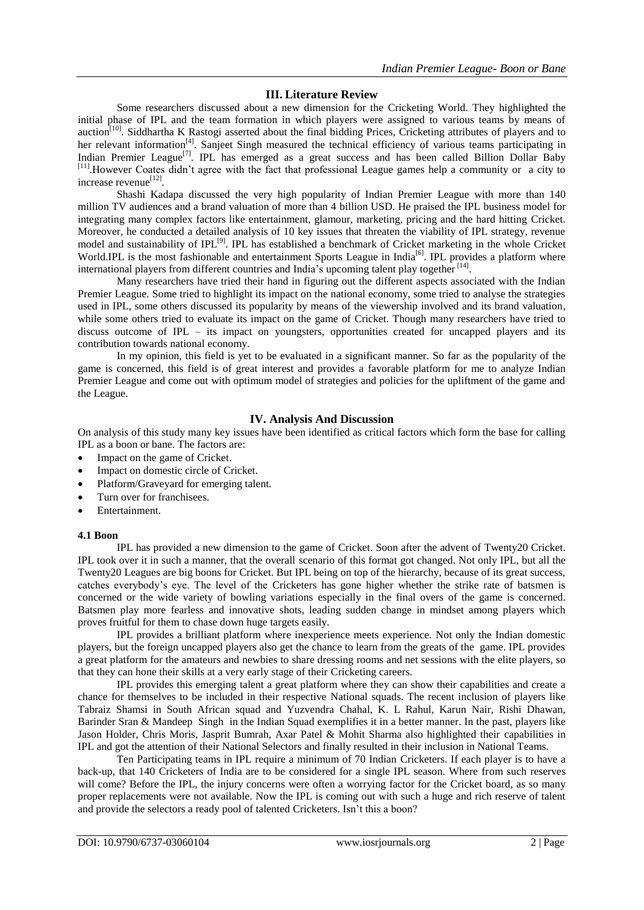## III. Literature Review

Some researchers discussed about a new dimension for the Cricketing World. They highlighted the initial phase of IPL and the team formation in which players were assigned to various teams by means of auction[10]. Siddhartha K Rastogi asserted about the final bidding Prices, Cricketing attributes of players and to her relevant information[4]. Sanjeet Singh measured the technical efficiency of various teams participating in Indian Premier League[7]. IPL has emerged as a great success and has been called Billion Dollar Baby [11].However Coates didn't agree with the fact that professional League games help a community or a city to increase revenue[12].

Shashi Kadapa discussed the very high popularity of Indian Premier League with more than 140 million TV audiences and a brand valuation of more than 4 billion USD. He praised the IPL business model for integrating many complex factors like entertainment, glamour, marketing, pricing and the hard hitting Cricket. Moreover, he conducted a detailed analysis of 10 key issues that threaten the viability of IPL strategy, revenue model and sustainability of IPL[9]. IPL has established a benchmark of Cricket marketing in the whole Cricket World.IPL is the most fashionable and entertainment Sports League in India[6]. IPL provides a platform where international players from different countries and India's upcoming talent play together [14].

Many researchers have tried their hand in figuring out the different aspects associated with the Indian Premier League. Some tried to highlight its impact on the national economy, some tried to analyse the strategies used in IPL, some others discussed its popularity by means of the viewership involved and its brand valuation, while some others tried to evaluate its impact on the game of Cricket. Though many researchers have tried to discuss outcome of IPL – its impact on youngsters, opportunities created for uncapped players and its contribution towards national economy.

In my opinion, this field is yet to be evaluated in a significant manner. So far as the popularity of the game is concerned, this field is of great interest and provides a favorable platform for me to analyze Indian Premier League and come out with optimum model of strategies and policies for the upliftment of the game and the League.

## IV. Analysis And Discussion

On analysis of this study many key issues have been identified as critical factors which form the base for calling IPL as a boon or bane. The factors are:

- Impact on the game of Cricket.
- Impact on domestic circle of Cricket.
- Platform/Graveyard for emerging talent.
- Turn over for franchisees.
- Entertainment.

### 4.1 Boon

IPL has provided a new dimension to the game of Cricket. Soon after the advent of Twenty20 Cricket. IPL took over it in such a manner, that the overall scenario of this format got changed. Not only IPL, but all the Twenty20 Leagues are big boons for Cricket. But IPL being on top of the hierarchy, because of its great success, catches everybody's eye. The level of the Cricketers has gone higher whether the strike rate of batsmen is concerned or the wide variety of bowling variations especially in the final overs of the game is concerned. Batsmen play more fearless and innovative shots, leading sudden change in mindset among players which proves fruitful for them to chase down huge targets easily.

IPL provides a brilliant platform where inexperience meets experience. Not only the Indian domestic players, but the foreign uncapped players also get the chance to learn from the greats of the game. IPL provides a great platform for the amateurs and newbies to share dressing rooms and net sessions with the elite players, so that they can hone their skills at a very early stage of their Cricketing careers.

IPL provides this emerging talent a great platform where they can show their capabilities and create a chance for themselves to be included in their respective National squads. The recent inclusion of players like Tabraiz Shamsi in South African squad and Yuzvendra Chahal, K. L Rahul, Karun Nair, Rishi Dhawan, Barinder Sran & Mandeep Singh in the Indian Squad exemplifies it in a better manner. In the past, players like Jason Holder, Chris Moris, Jasprit Bumrah, Axar Patel & Mohit Sharma also highlighted their capabilities in IPL and got the attention of their National Selectors and finally resulted in their inclusion in National Teams.

Ten Participating teams in IPL require a minimum of 70 Indian Cricketers. If each player is to have a back-up, that 140 Cricketers of India are to be considered for a single IPL season. Where from such reserves will come? Before the IPL, the injury concerns were often a worrying factor for the Cricket board, as so many proper replacements were not available. Now the IPL is coming out with such a huge and rich reserve of talent and provide the selectors a ready pool of talented Cricketers. Isn't this a boon?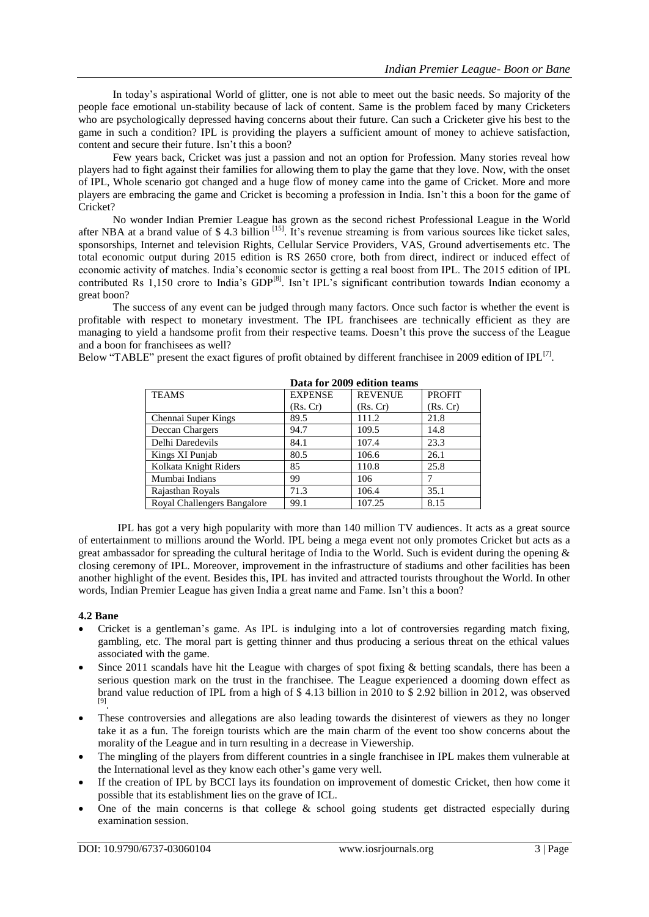In today's aspirational World of glitter, one is not able to meet out the basic needs. So majority of the people face emotional un-stability because of lack of content. Same is the problem faced by many Cricketers who are psychologically depressed having concerns about their future. Can such a Cricketer give his best to the game in such a condition? IPL is providing the players a sufficient amount of money to achieve satisfaction, content and secure their future. Isn't this a boon?

Few years back, Cricket was just a passion and not an option for Profession. Many stories reveal how players had to fight against their families for allowing them to play the game that they love. Now, with the onset of IPL, Whole scenario got changed and a huge flow of money came into the game of Cricket. More and more players are embracing the game and Cricket is becoming a profession in India. Isn't this a boon for the game of Cricket?

No wonder Indian Premier League has grown as the second richest Professional League in the World after NBA at a brand value of $ 4.3 billion [15]. It's revenue streaming is from various sources like ticket sales, sponsorships, Internet and television Rights, Cellular Service Providers, VAS, Ground advertisements etc. The total economic output during 2015 edition is RS 2650 crore, both from direct, indirect or induced effect of economic activity of matches. India's economic sector is getting a real boost from IPL. The 2015 edition of IPL contributed Rs 1,150 crore to India's GDP[8]. Isn't IPL's significant contribution towards Indian economy a great boon?

The success of any event can be judged through many factors. Once such factor is whether the event is profitable with respect to monetary investment. The IPL franchisees are technically efficient as they are managing to yield a handsome profit from their respective teams. Doesn't this prove the success of the League and a boon for franchisees as well?

Below "TABLE" present the exact figures of profit obtained by different franchisee in 2009 edition of IPL[7].

**Data for 2009 edition teams**

| TEAMS | EXPENSE (Rs. Cr) | REVENUE (Rs. Cr) | PROFIT (Rs. Cr) |
|---|---|---|---|
| Chennai Super Kings | 89.5 | 111.2 | 21.8 |
| Deccan Chargers | 94.7 | 109.5 | 14.8 |
| Delhi Daredevils | 84.1 | 107.4 | 23.3 |
| Kings XI Punjab | 80.5 | 106.6 | 26.1 |
| Kolkata Knight Riders | 85 | 110.8 | 25.8 |
| Mumbai Indians | 99 | 106 | 7 |
| Rajasthan Royals | 71.3 | 106.4 | 35.1 |
| Royal Challengers Bangalore | 99.1 | 107.25 | 8.15 |

IPL has got a very high popularity with more than 140 million TV audiences. It acts as a great source of entertainment to millions around the World. IPL being a mega event not only promotes Cricket but acts as a great ambassador for spreading the cultural heritage of India to the World. Such is evident during the opening & closing ceremony of IPL. Moreover, improvement in the infrastructure of stadiums and other facilities has been another highlight of the event. Besides this, IPL has invited and attracted tourists throughout the World. In other words, Indian Premier League has given India a great name and Fame. Isn't this a boon?

### 4.2 Bane

- Cricket is a gentleman's game. As IPL is indulging into a lot of controversies regarding match fixing, gambling, etc. The moral part is getting thinner and thus producing a serious threat on the ethical values associated with the game.
- Since 2011 scandals have hit the League with charges of spot fixing & betting scandals, there has been a serious question mark on the trust in the franchisee. The League experienced a dooming down effect as brand value reduction of IPL from a high of $ 4.13 billion in 2010 to $ 2.92 billion in 2012, was observed [9].
- These controversies and allegations are also leading towards the disinterest of viewers as they no longer take it as a fun. The foreign tourists which are the main charm of the event too show concerns about the morality of the League and in turn resulting in a decrease in Viewership.
- The mingling of the players from different countries in a single franchisee in IPL makes them vulnerable at the International level as they know each other's game very well.
- If the creation of IPL by BCCI lays its foundation on improvement of domestic Cricket, then how come it possible that its establishment lies on the grave of ICL.
- One of the main concerns is that college & school going students get distracted especially during examination session.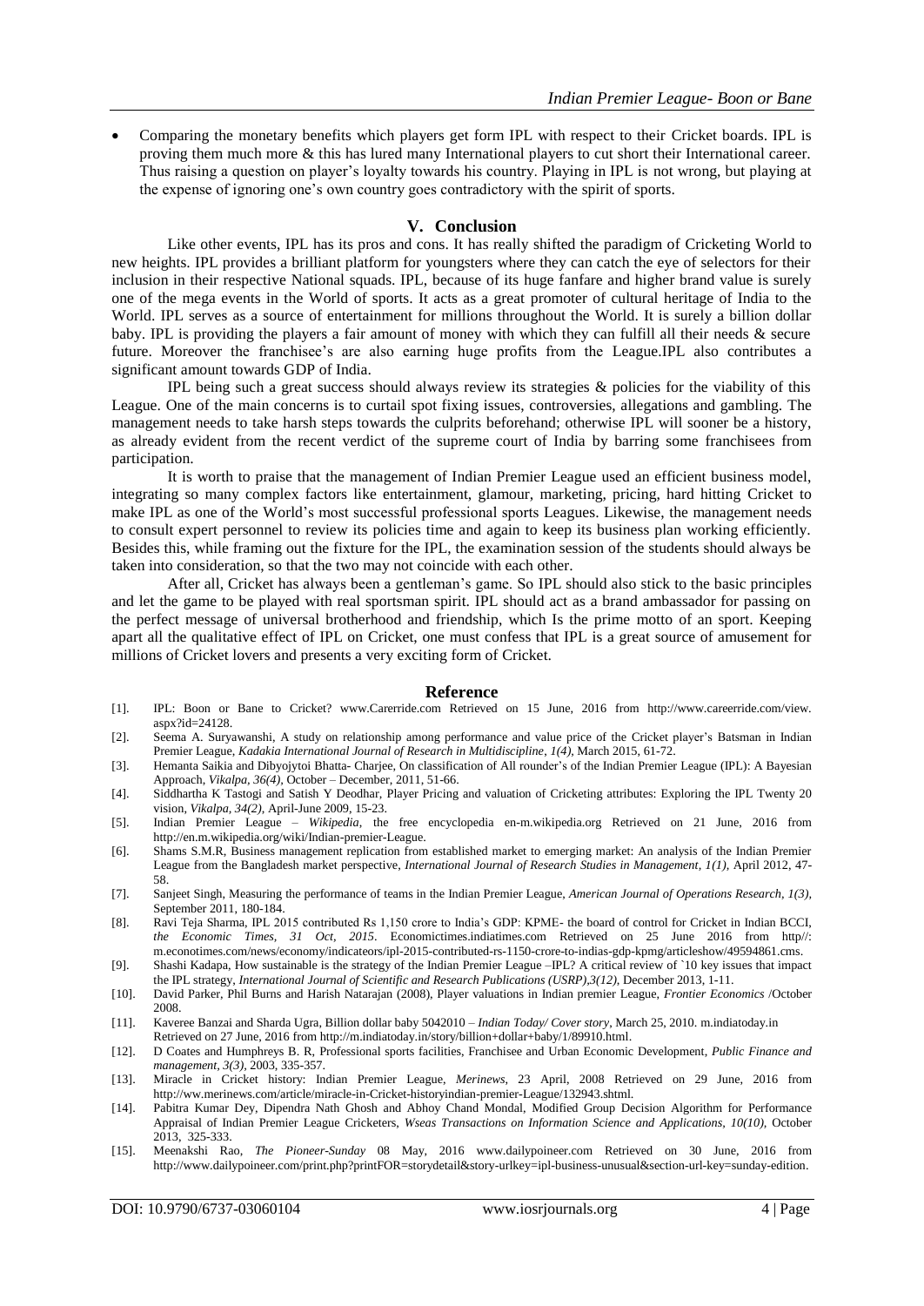- Comparing the monetary benefits which players get form IPL with respect to their Cricket boards. IPL is proving them much more & this has lured many International players to cut short their International career. Thus raising a question on player's loyalty towards his country. Playing in IPL is not wrong, but playing at the expense of ignoring one's own country goes contradictory with the spirit of sports.

## V. Conclusion

Like other events, IPL has its pros and cons. It has really shifted the paradigm of Cricketing World to new heights. IPL provides a brilliant platform for youngsters where they can catch the eye of selectors for their inclusion in their respective National squads. IPL, because of its huge fanfare and higher brand value is surely one of the mega events in the World of sports. It acts as a great promoter of cultural heritage of India to the World. IPL serves as a source of entertainment for millions throughout the World. It is surely a billion dollar baby. IPL is providing the players a fair amount of money with which they can fulfill all their needs & secure future. Moreover the franchisee's are also earning huge profits from the League.IPL also contributes a significant amount towards GDP of India.

IPL being such a great success should always review its strategies & policies for the viability of this League. One of the main concerns is to curtail spot fixing issues, controversies, allegations and gambling. The management needs to take harsh steps towards the culprits beforehand; otherwise IPL will sooner be a history, as already evident from the recent verdict of the supreme court of India by barring some franchisees from participation.

It is worth to praise that the management of Indian Premier League used an efficient business model, integrating so many complex factors like entertainment, glamour, marketing, pricing, hard hitting Cricket to make IPL as one of the World's most successful professional sports Leagues. Likewise, the management needs to consult expert personnel to review its policies time and again to keep its business plan working efficiently. Besides this, while framing out the fixture for the IPL, the examination session of the students should always be taken into consideration, so that the two may not coincide with each other.

After all, Cricket has always been a gentleman's game. So IPL should also stick to the basic principles and let the game to be played with real sportsman spirit. IPL should act as a brand ambassador for passing on the perfect message of universal brotherhood and friendship, which Is the prime motto of an sport. Keeping apart all the qualitative effect of IPL on Cricket, one must confess that IPL is a great source of amusement for millions of Cricket lovers and presents a very exciting form of Cricket.

## Reference

[1]. IPL: Boon or Bane to Cricket? www.Carerride.com Retrieved on 15 June, 2016 from http://www.careerride.com/view.aspx?id=24128.

[2]. Seema A. Suryawanshi, A study on relationship among performance and value price of the Cricket player's Batsman in Indian Premier League, *Kadakia International Journal of Research in Multidiscipline, 1(4)*, March 2015, 61-72.

[3]. Hemanta Saikia and Dibyojytoi Bhatta- Charjee, On classification of All rounder's of the Indian Premier League (IPL): A Bayesian Approach, *Vikalpa, 36(4)*, October – December, 2011, 51-66.

[4]. Siddhartha K Tastogi and Satish Y Deodhar, Player Pricing and valuation of Cricketing attributes: Exploring the IPL Twenty 20 vision, *Vikalpa, 34(2)*, April-June 2009, 15-23.

[5]. Indian Premier League – *Wikipedia*, the free encyclopedia en-m.wikipedia.org Retrieved on 21 June, 2016 from http://en.m.wikipedia.org/wiki/Indian-premier-League.

[6]. Shams S.M.R, Business management replication from established market to emerging market: An analysis of the Indian Premier League from the Bangladesh market perspective, *International Journal of Research Studies in Management, 1(1)*, April 2012, 47-58.

[7]. Sanjeet Singh, Measuring the performance of teams in the Indian Premier League, *American Journal of Operations Research, 1(3)*, September 2011, 180-184.

[8]. Ravi Teja Sharma, IPL 2015 contributed Rs 1,150 crore to India's GDP: KPME- the board of control for Cricket in Indian BCCI, *the Economic Times, 31 Oct, 2015*. Economictimes.indiatimes.com Retrieved on 25 June 2016 from http//: m.econotimes.com/news/economy/indicateors/ipl-2015-contributed-rs-1150-crore-to-indias-gdp-kpmg/articleshow/49594861.cms.

[9]. Shashi Kadapa, How sustainable is the strategy of the Indian Premier League –IPL? A critical review of `10 key issues that impact the IPL strategy, *International Journal of Scientific and Research Publications (USRP),3(12)*, December 2013, 1-11.

[10]. David Parker, Phil Burns and Harish Natarajan (2008), Player valuations in Indian premier League, *Frontier Economics* /October 2008.

[11]. Kaveree Banzai and Sharda Ugra, Billion dollar baby 5042010 – *Indian Today/ Cover story*, March 25, 2010. m.indiatoday.in Retrieved on 27 June, 2016 from http://m.indiatoday.in/story/billion+dollar+baby/1/89910.html.

[12]. D Coates and Humphreys B. R, Professional sports facilities, Franchisee and Urban Economic Development, *Public Finance and management, 3(3)*, 2003, 335-357.

[13]. Miracle in Cricket history: Indian Premier League, *Merinews*, 23 April, 2008 Retrieved on 29 June, 2016 from http://ww.merinews.com/article/miracle-in-Cricket-historyindian-premier-League/132943.shtml.

[14]. Pabitra Kumar Dey, Dipendra Nath Ghosh and Abhoy Chand Mondal, Modified Group Decision Algorithm for Performance Appraisal of Indian Premier League Cricketers, *Wseas Transactions on Information Science and Applications, 10(10)*, October 2013, 325-333.

[15]. Meenakshi Rao, *The Pioneer-Sunday* 08 May, 2016 www.dailypoineer.com Retrieved on 30 June, 2016 from http://www.dailypoineer.com/print.php?printFOR=storydetail&story-urlkey=ipl-business-unusual&section-url-key=sunday-edition.